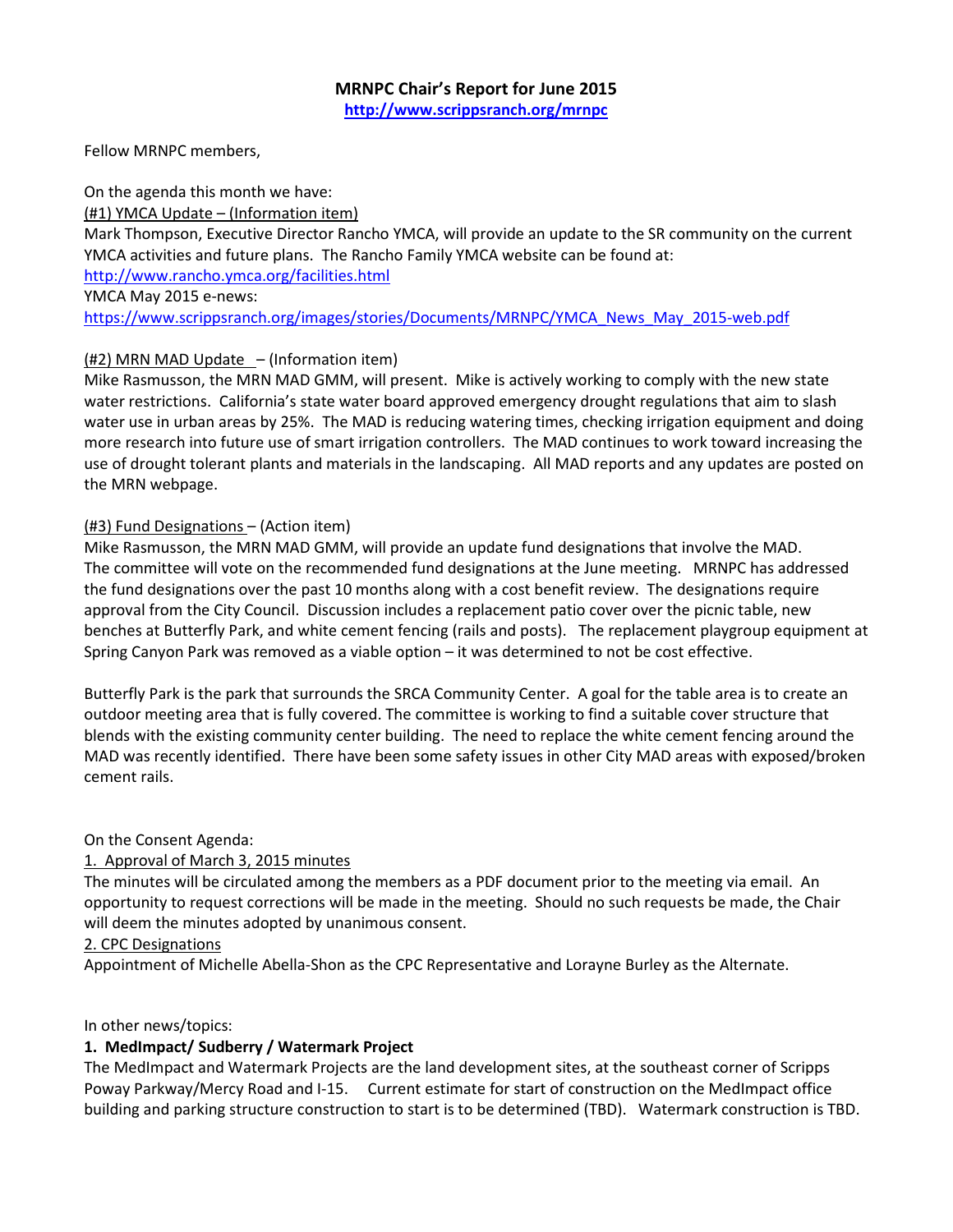**MRNPC Chair's Report for June 2015**

**http://www.scrippsranch.org/mrnpc**

Fellow MRNPC members,

On the agenda this month we have:

(#1) YMCA Update – (Information item)

Mark Thompson, Executive Director Rancho YMCA, will provide an update to the SR community on the current YMCA activities and future plans. The Rancho Family YMCA website can be found at:
http://www.rancho.ymca.org/facilities.html

YMCA May 2015 e-news:
https://www.scrippsranch.org/images/stories/Documents/MRNPC/YMCA_News_May_2015-web.pdf

(#2) MRN MAD Update – (Information item)

Mike Rasmusson, the MRN MAD GMM, will present. Mike is actively working to comply with the new state water restrictions. California's state water board approved emergency drought regulations that aim to slash water use in urban areas by 25%. The MAD is reducing watering times, checking irrigation equipment and doing more research into future use of smart irrigation controllers. The MAD continues to work toward increasing the use of drought tolerant plants and materials in the landscaping. All MAD reports and any updates are posted on the MRN webpage.

(#3) Fund Designations – (Action item)

Mike Rasmusson, the MRN MAD GMM, will provide an update fund designations that involve the MAD. The committee will vote on the recommended fund designations at the June meeting. MRNPC has addressed the fund designations over the past 10 months along with a cost benefit review. The designations require approval from the City Council. Discussion includes a replacement patio cover over the picnic table, new benches at Butterfly Park, and white cement fencing (rails and posts). The replacement playgroup equipment at Spring Canyon Park was removed as a viable option – it was determined to not be cost effective.

Butterfly Park is the park that surrounds the SRCA Community Center. A goal for the table area is to create an outdoor meeting area that is fully covered. The committee is working to find a suitable cover structure that blends with the existing community center building. The need to replace the white cement fencing around the MAD was recently identified. There have been some safety issues in other City MAD areas with exposed/broken cement rails.

On the Consent Agenda:

1. Approval of March 3, 2015 minutes

The minutes will be circulated among the members as a PDF document prior to the meeting via email. An opportunity to request corrections will be made in the meeting. Should no such requests be made, the Chair will deem the minutes adopted by unanimous consent.

2. CPC Designations

Appointment of Michelle Abella-Shon as the CPC Representative and Lorayne Burley as the Alternate.

In other news/topics:

**1. MedImpact/ Sudberry / Watermark Project**

The MedImpact and Watermark Projects are the land development sites, at the southeast corner of Scripps Poway Parkway/Mercy Road and I-15. Current estimate for start of construction on the MedImpact office building and parking structure construction to start is to be determined (TBD). Watermark construction is TBD.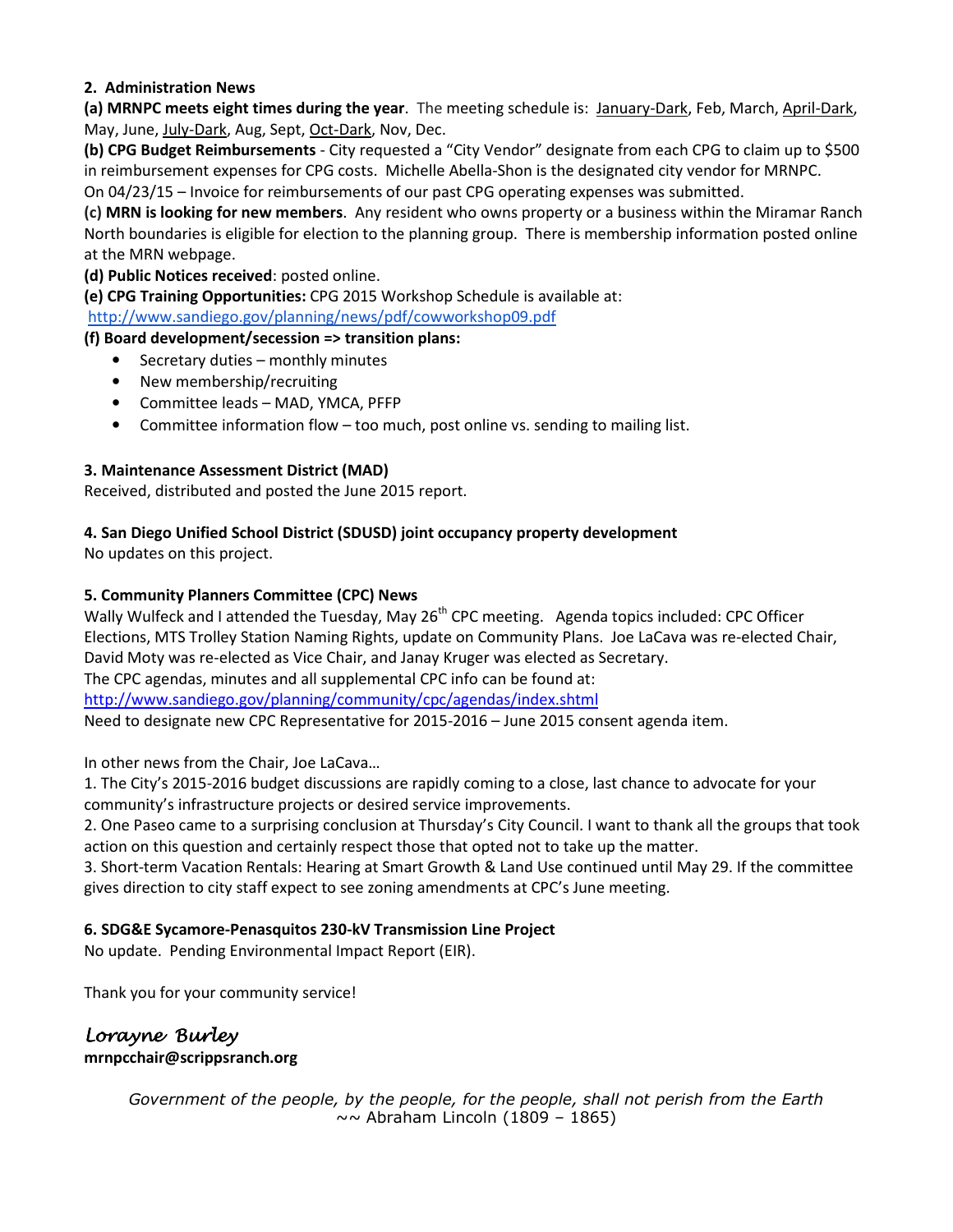**2. Administration News**

**(a) MRNPC meets eight times during the year**. The meeting schedule is: January-Dark, Feb, March, April-Dark, May, June, July-Dark, Aug, Sept, Oct-Dark, Nov, Dec.

**(b) CPG Budget Reimbursements** - City requested a "City Vendor" designate from each CPG to claim up to $500 in reimbursement expenses for CPG costs. Michelle Abella-Shon is the designated city vendor for MRNPC. On 04/23/15 – Invoice for reimbursements of our past CPG operating expenses was submitted.

**(c) MRN is looking for new members**. Any resident who owns property or a business within the Miramar Ranch North boundaries is eligible for election to the planning group. There is membership information posted online at the MRN webpage.

**(d) Public Notices received**: posted online.

**(e) CPG Training Opportunities:** CPG 2015 Workshop Schedule is available at: http://www.sandiego.gov/planning/news/pdf/cowworkshop09.pdf

**(f) Board development/secession => transition plans:**

- Secretary duties – monthly minutes
- New membership/recruiting
- Committee leads – MAD, YMCA, PFFP
- Committee information flow – too much, post online vs. sending to mailing list.

**3. Maintenance Assessment District (MAD)**

Received, distributed and posted the June 2015 report.

**4. San Diego Unified School District (SDUSD) joint occupancy property development**

No updates on this project.

**5. Community Planners Committee (CPC) News**

Wally Wulfeck and I attended the Tuesday, May 26th CPC meeting. Agenda topics included: CPC Officer Elections, MTS Trolley Station Naming Rights, update on Community Plans. Joe LaCava was re-elected Chair, David Moty was re-elected as Vice Chair, and Janay Kruger was elected as Secretary.

The CPC agendas, minutes and all supplemental CPC info can be found at:

http://www.sandiego.gov/planning/community/cpc/agendas/index.shtml

Need to designate new CPC Representative for 2015-2016 – June 2015 consent agenda item.

In other news from the Chair, Joe LaCava…

1. The City's 2015-2016 budget discussions are rapidly coming to a close, last chance to advocate for your community's infrastructure projects or desired service improvements.
2. One Paseo came to a surprising conclusion at Thursday's City Council. I want to thank all the groups that took action on this question and certainly respect those that opted not to take up the matter.
3. Short-term Vacation Rentals: Hearing at Smart Growth & Land Use continued until May 29. If the committee gives direction to city staff expect to see zoning amendments at CPC's June meeting.

**6. SDG&E Sycamore-Penasquitos 230-kV Transmission Line Project**

No update. Pending Environmental Impact Report (EIR).

Thank you for your community service!

*Lorayne Burley*

**mrnpcchair@scrippsranch.org**

*Government of the people, by the people, for the people, shall not perish from the Earth*

~~ Abraham Lincoln (1809 – 1865)